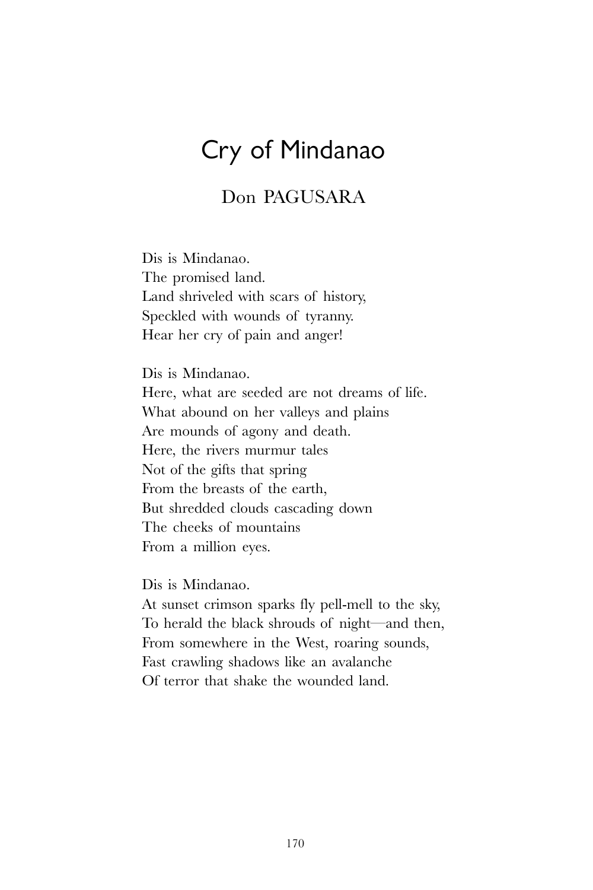# Cry of Mindanao

## Don PAGUSARA

Dis is Mindanao.
The promised land.
Land shriveled with scars of history,
Speckled with wounds of tyranny.
Hear her cry of pain and anger!

Dis is Mindanao.
Here, what are seeded are not dreams of life.
What abound on her valleys and plains
Are mounds of agony and death.
Here, the rivers murmur tales
Not of the gifts that spring
From the breasts of the earth,
But shredded clouds cascading down
The cheeks of mountains
From a million eyes.

Dis is Mindanao.
At sunset crimson sparks fly pell-mell to the sky,
To herald the black shrouds of night—and then,
From somewhere in the West, roaring sounds,
Fast crawling shadows like an avalanche
Of terror that shake the wounded land.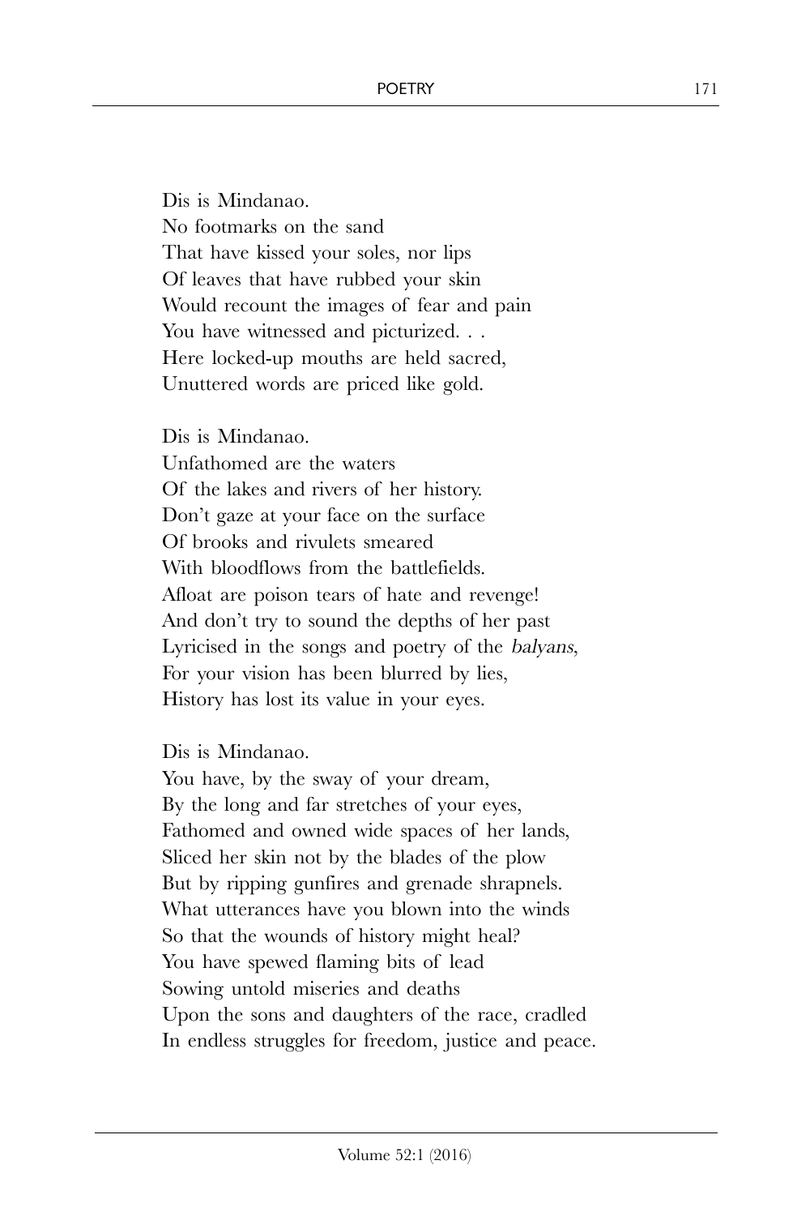Dis is Mindanao.  
No footmarks on the sand  
That have kissed your soles, nor lips  
Of leaves that have rubbed your skin  
Would recount the images of fear and pain  
You have witnessed and picturized. . .  
Here locked-up mouths are held sacred,  
Unuttered words are priced like gold.

Dis is Mindanao.  
Unfathomed are the waters  
Of the lakes and rivers of her history.  
Don't gaze at your face on the surface  
Of brooks and rivulets smeared  
With bloodflows from the battlefields.  
Afloat are poison tears of hate and revenge!  
And don't try to sound the depths of her past  
Lyricised in the songs and poetry of the *balyans*,  
For your vision has been blurred by lies,  
History has lost its value in your eyes.

Dis is Mindanao.  
You have, by the sway of your dream,  
By the long and far stretches of your eyes,  
Fathomed and owned wide spaces of her lands,  
Sliced her skin not by the blades of the plow  
But by ripping gunfires and grenade shrapnels.  
What utterances have you blown into the winds  
So that the wounds of history might heal?  
You have spewed flaming bits of lead  
Sowing untold miseries and deaths  
Upon the sons and daughters of the race, cradled  
In endless struggles for freedom, justice and peace.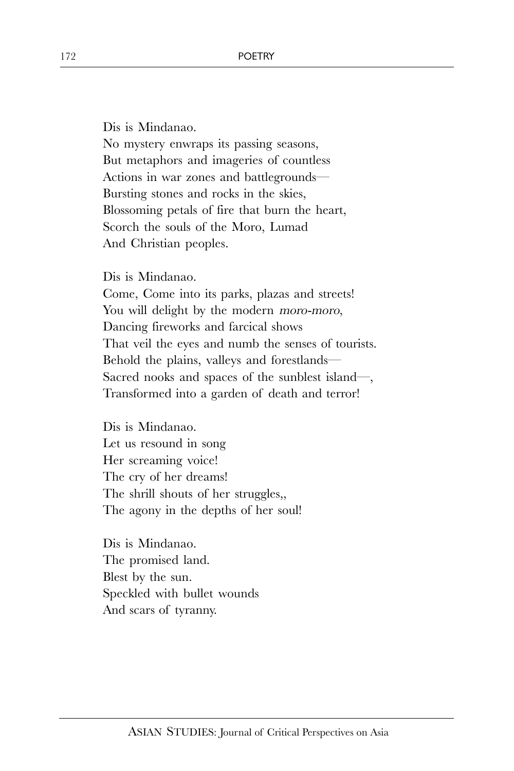Dis is Mindanao.  
No mystery enwraps its passing seasons,  
But metaphors and imageries of countless  
Actions in war zones and battlegrounds—  
Bursting stones and rocks in the skies,  
Blossoming petals of fire that burn the heart,  
Scorch the souls of the Moro, Lumad  
And Christian peoples.

Dis is Mindanao.  
Come, Come into its parks, plazas and streets!  
You will delight by the modern *moro-moro*,  
Dancing fireworks and farcical shows  
That veil the eyes and numb the senses of tourists.  
Behold the plains, valleys and forestlands—  
Sacred nooks and spaces of the sunblest island—,  
Transformed into a garden of death and terror!

Dis is Mindanao.  
Let us resound in song  
Her screaming voice!  
The cry of her dreams!  
The shrill shouts of her struggles,,  
The agony in the depths of her soul!

Dis is Mindanao.  
The promised land.  
Blest by the sun.  
Speckled with bullet wounds  
And scars of tyranny.